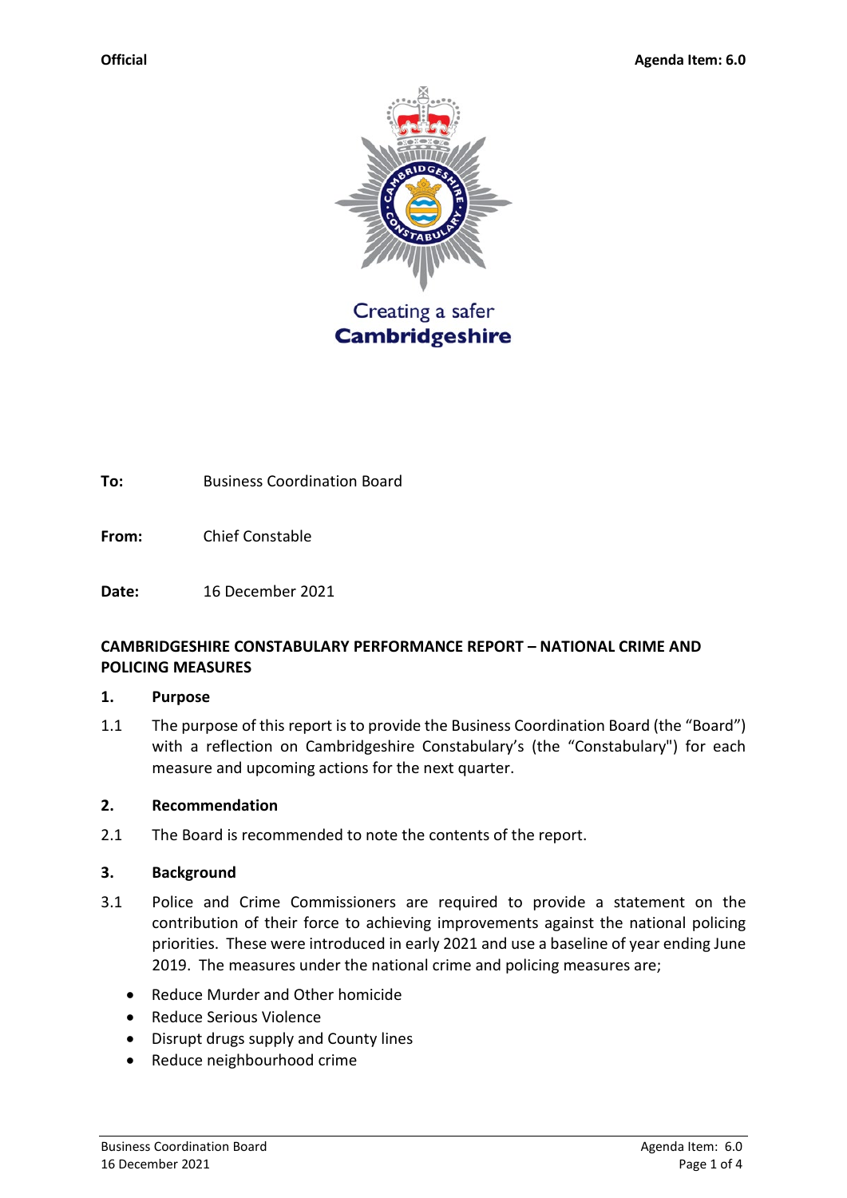Official

Agenda Item: 6.0

Creating a safer
**Cambridgeshire**

**To:** Business Coordination Board

**From:** Chief Constable

**Date:** 16 December 2021

**CAMBRIDGESHIRE CONSTABULARY PERFORMANCE REPORT – NATIONAL CRIME AND POLICING MEASURES**

## 1. Purpose

1.1 The purpose of this report is to provide the Business Coordination Board (the "Board") with a reflection on Cambridgeshire Constabulary's (the "Constabulary") for each measure and upcoming actions for the next quarter.

## 2. Recommendation

2.1 The Board is recommended to note the contents of the report.

## 3. Background

3.1 Police and Crime Commissioners are required to provide a statement on the contribution of their force to achieving improvements against the national policing priorities. These were introduced in early 2021 and use a baseline of year ending June 2019. The measures under the national crime and policing measures are;

- Reduce Murder and Other homicide
- Reduce Serious Violence
- Disrupt drugs supply and County lines
- Reduce neighbourhood crime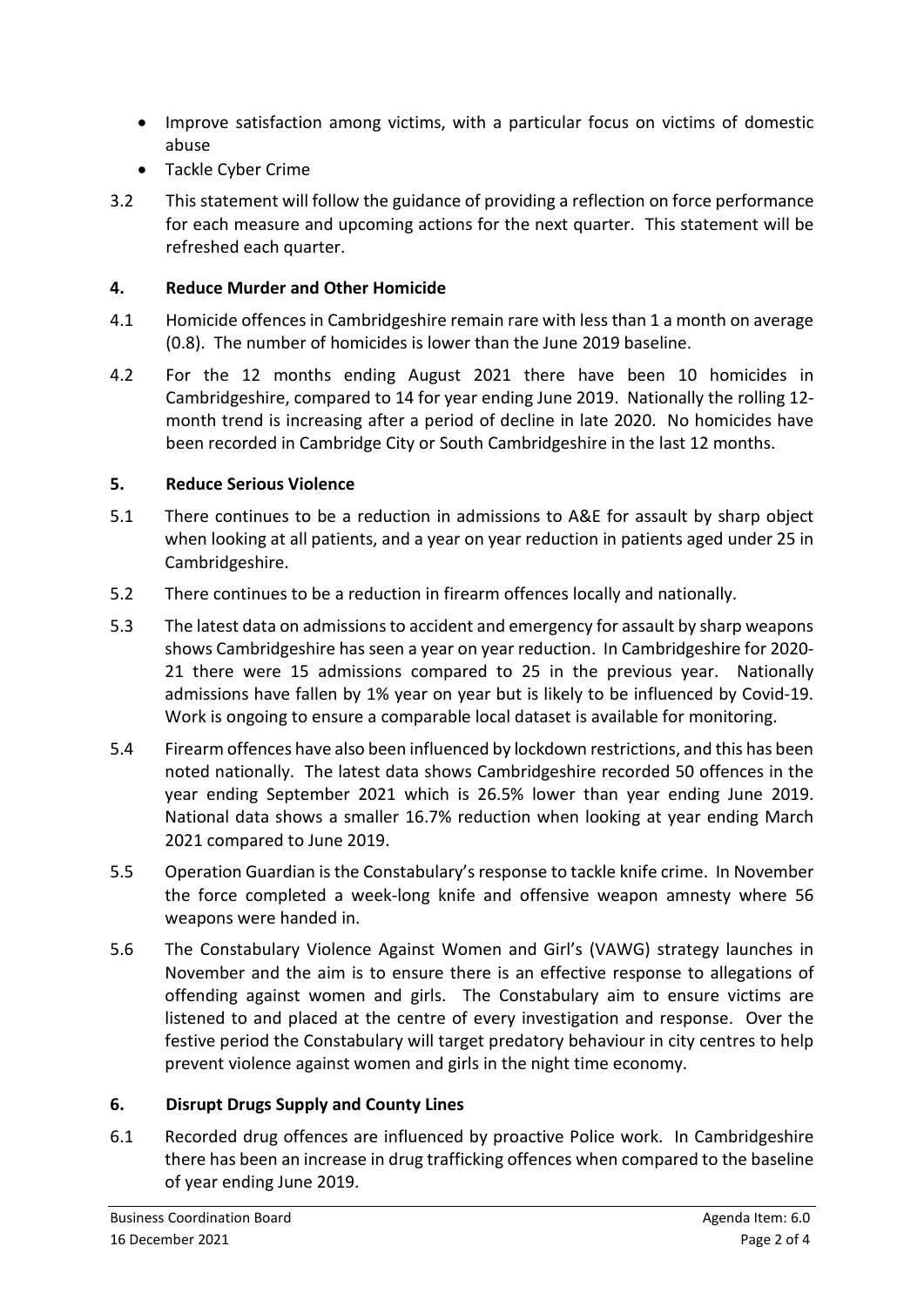- Improve satisfaction among victims, with a particular focus on victims of domestic abuse
- Tackle Cyber Crime

3.2 This statement will follow the guidance of providing a reflection on force performance for each measure and upcoming actions for the next quarter. This statement will be refreshed each quarter.

## 4. Reduce Murder and Other Homicide

4.1 Homicide offences in Cambridgeshire remain rare with less than 1 a month on average (0.8). The number of homicides is lower than the June 2019 baseline.

4.2 For the 12 months ending August 2021 there have been 10 homicides in Cambridgeshire, compared to 14 for year ending June 2019. Nationally the rolling 12-month trend is increasing after a period of decline in late 2020. No homicides have been recorded in Cambridge City or South Cambridgeshire in the last 12 months.

## 5. Reduce Serious Violence

5.1 There continues to be a reduction in admissions to A&E for assault by sharp object when looking at all patients, and a year on year reduction in patients aged under 25 in Cambridgeshire.

5.2 There continues to be a reduction in firearm offences locally and nationally.

5.3 The latest data on admissions to accident and emergency for assault by sharp weapons shows Cambridgeshire has seen a year on year reduction. In Cambridgeshire for 2020-21 there were 15 admissions compared to 25 in the previous year. Nationally admissions have fallen by 1% year on year but is likely to be influenced by Covid-19. Work is ongoing to ensure a comparable local dataset is available for monitoring.

5.4 Firearm offences have also been influenced by lockdown restrictions, and this has been noted nationally. The latest data shows Cambridgeshire recorded 50 offences in the year ending September 2021 which is 26.5% lower than year ending June 2019. National data shows a smaller 16.7% reduction when looking at year ending March 2021 compared to June 2019.

5.5 Operation Guardian is the Constabulary's response to tackle knife crime. In November the force completed a week-long knife and offensive weapon amnesty where 56 weapons were handed in.

5.6 The Constabulary Violence Against Women and Girl's (VAWG) strategy launches in November and the aim is to ensure there is an effective response to allegations of offending against women and girls. The Constabulary aim to ensure victims are listened to and placed at the centre of every investigation and response. Over the festive period the Constabulary will target predatory behaviour in city centres to help prevent violence against women and girls in the night time economy.

## 6. Disrupt Drugs Supply and County Lines

6.1 Recorded drug offences are influenced by proactive Police work. In Cambridgeshire there has been an increase in drug trafficking offences when compared to the baseline of year ending June 2019.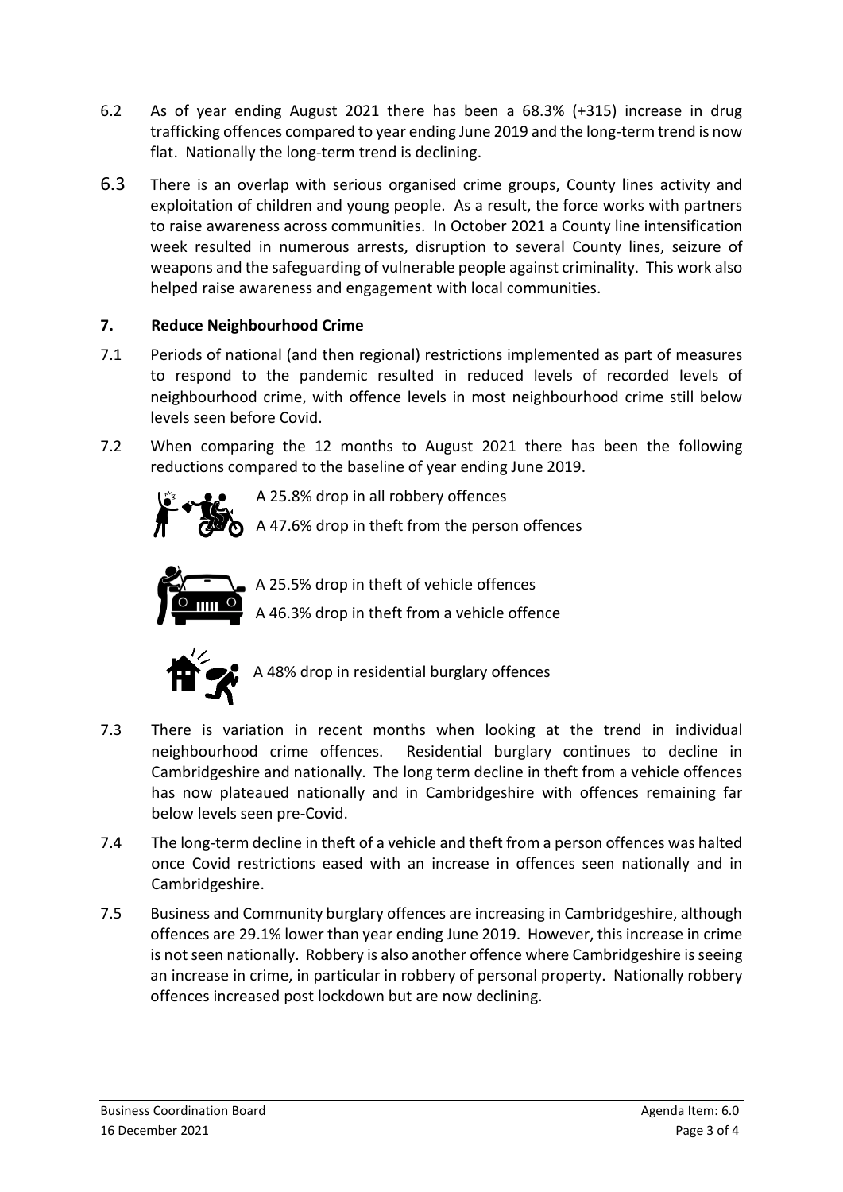6.2 As of year ending August 2021 there has been a 68.3% (+315) increase in drug trafficking offences compared to year ending June 2019 and the long-term trend is now flat. Nationally the long-term trend is declining.

6.3 There is an overlap with serious organised crime groups, County lines activity and exploitation of children and young people. As a result, the force works with partners to raise awareness across communities. In October 2021 a County line intensification week resulted in numerous arrests, disruption to several County lines, seizure of weapons and the safeguarding of vulnerable people against criminality. This work also helped raise awareness and engagement with local communities.

## 7. Reduce Neighbourhood Crime

7.1 Periods of national (and then regional) restrictions implemented as part of measures to respond to the pandemic resulted in reduced levels of recorded levels of neighbourhood crime, with offence levels in most neighbourhood crime still below levels seen before Covid.

7.2 When comparing the 12 months to August 2021 there has been the following reductions compared to the baseline of year ending June 2019.

- A 25.8% drop in all robbery offences
- A 47.6% drop in theft from the person offences
- A 25.5% drop in theft of vehicle offences
- A 46.3% drop in theft from a vehicle offence
- A 48% drop in residential burglary offences

7.3 There is variation in recent months when looking at the trend in individual neighbourhood crime offences. Residential burglary continues to decline in Cambridgeshire and nationally. The long term decline in theft from a vehicle offences has now plateaued nationally and in Cambridgeshire with offences remaining far below levels seen pre-Covid.

7.4 The long-term decline in theft of a vehicle and theft from a person offences was halted once Covid restrictions eased with an increase in offences seen nationally and in Cambridgeshire.

7.5 Business and Community burglary offences are increasing in Cambridgeshire, although offences are 29.1% lower than year ending June 2019. However, this increase in crime is not seen nationally. Robbery is also another offence where Cambridgeshire is seeing an increase in crime, in particular in robbery of personal property. Nationally robbery offences increased post lockdown but are now declining.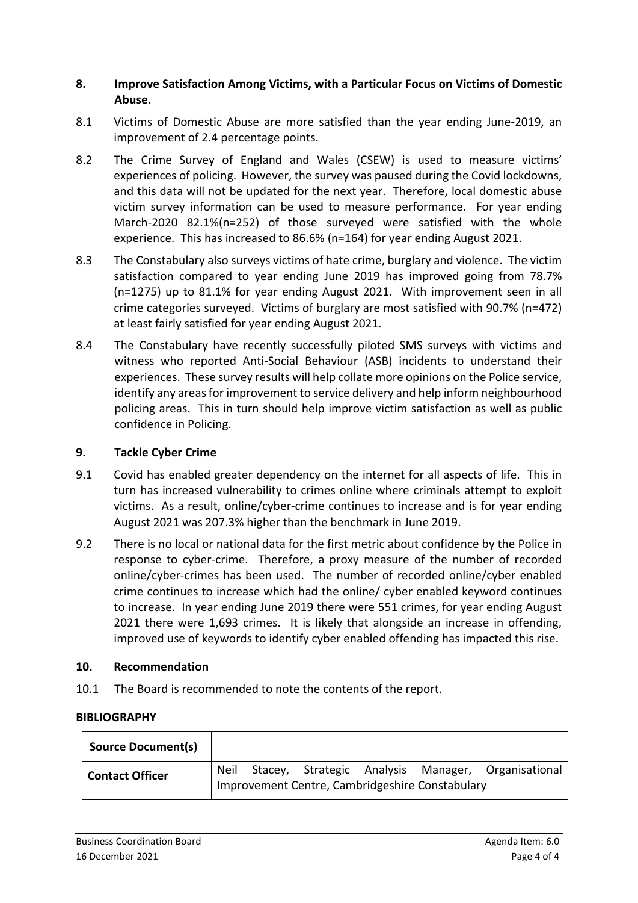## 8. Improve Satisfaction Among Victims, with a Particular Focus on Victims of Domestic Abuse.

8.1 Victims of Domestic Abuse are more satisfied than the year ending June-2019, an improvement of 2.4 percentage points.

8.2 The Crime Survey of England and Wales (CSEW) is used to measure victims' experiences of policing. However, the survey was paused during the Covid lockdowns, and this data will not be updated for the next year. Therefore, local domestic abuse victim survey information can be used to measure performance. For year ending March-2020 82.1%(n=252) of those surveyed were satisfied with the whole experience. This has increased to 86.6% (n=164) for year ending August 2021.

8.3 The Constabulary also surveys victims of hate crime, burglary and violence. The victim satisfaction compared to year ending June 2019 has improved going from 78.7% (n=1275) up to 81.1% for year ending August 2021. With improvement seen in all crime categories surveyed. Victims of burglary are most satisfied with 90.7% (n=472) at least fairly satisfied for year ending August 2021.

8.4 The Constabulary have recently successfully piloted SMS surveys with victims and witness who reported Anti-Social Behaviour (ASB) incidents to understand their experiences. These survey results will help collate more opinions on the Police service, identify any areas for improvement to service delivery and help inform neighbourhood policing areas. This in turn should help improve victim satisfaction as well as public confidence in Policing.

## 9. Tackle Cyber Crime

9.1 Covid has enabled greater dependency on the internet for all aspects of life. This in turn has increased vulnerability to crimes online where criminals attempt to exploit victims. As a result, online/cyber-crime continues to increase and is for year ending August 2021 was 207.3% higher than the benchmark in June 2019.

9.2 There is no local or national data for the first metric about confidence by the Police in response to cyber-crime. Therefore, a proxy measure of the number of recorded online/cyber-crimes has been used. The number of recorded online/cyber enabled crime continues to increase which had the online/ cyber enabled keyword continues to increase. In year ending June 2019 there were 551 crimes, for year ending August 2021 there were 1,693 crimes. It is likely that alongside an increase in offending, improved use of keywords to identify cyber enabled offending has impacted this rise.

## 10. Recommendation

10.1 The Board is recommended to note the contents of the report.

**BIBLIOGRAPHY**

| | |
|---|---|
| **Source Document(s)** | |
| **Contact Officer** | Neil Stacey, Strategic Analysis Manager, Organisational Improvement Centre, Cambridgeshire Constabulary |